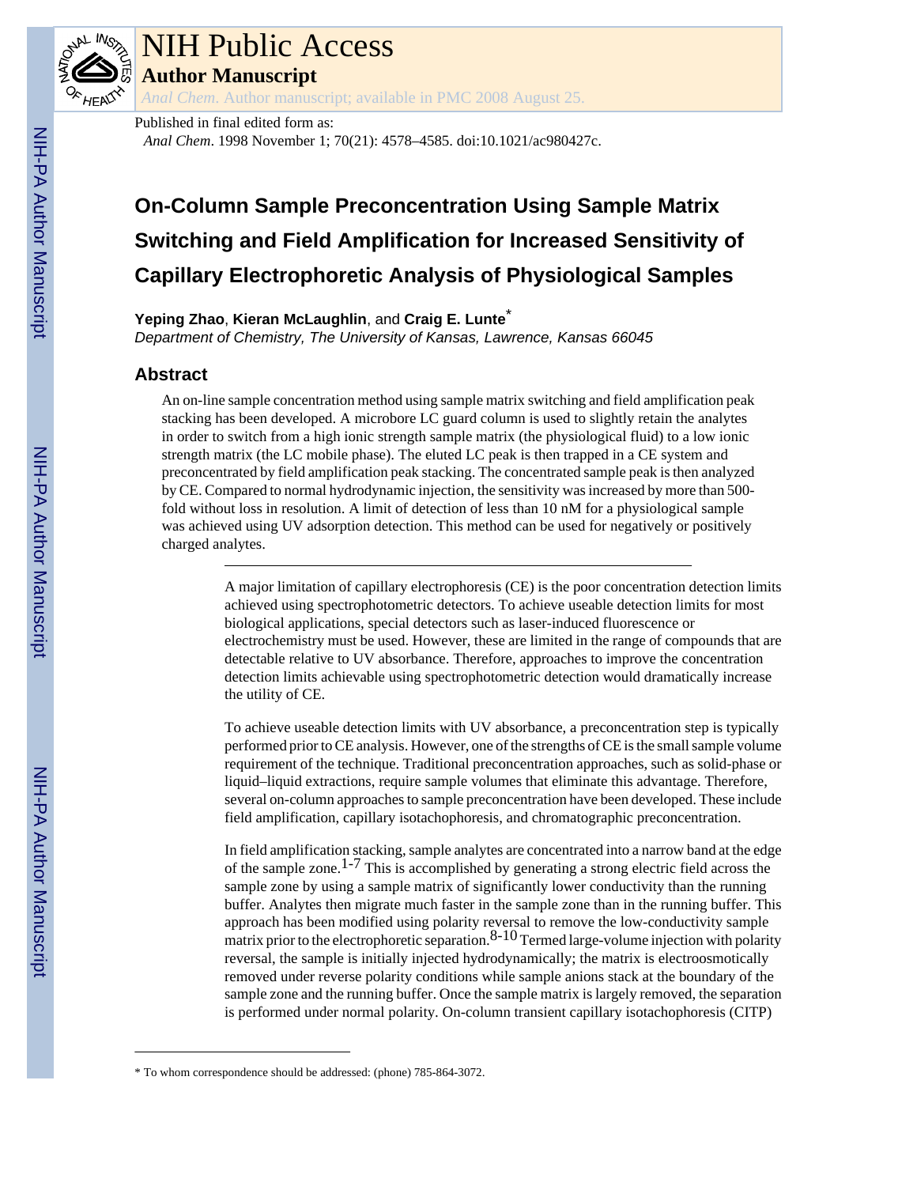Published in final edited form as:

*Anal Chem*. 1998 November 1; 70(21): 4578–4585. doi:10.1021/ac980427c.

# On-Column Sample Preconcentration Using Sample Matrix Switching and Field Amplification for Increased Sensitivity of Capillary Electrophoretic Analysis of Physiological Samples

**Yeping Zhao**, **Kieran McLaughlin**, and **Craig E. Lunte***

*Department of Chemistry, The University of Kansas, Lawrence, Kansas 66045*

## Abstract

An on-line sample concentration method using sample matrix switching and field amplification peak stacking has been developed. A microbore LC guard column is used to slightly retain the analytes in order to switch from a high ionic strength sample matrix (the physiological fluid) to a low ionic strength matrix (the LC mobile phase). The eluted LC peak is then trapped in a CE system and preconcentrated by field amplification peak stacking. The concentrated sample peak is then analyzed by CE. Compared to normal hydrodynamic injection, the sensitivity was increased by more than 500-fold without loss in resolution. A limit of detection of less than 10 nM for a physiological sample was achieved using UV adsorption detection. This method can be used for negatively or positively charged analytes.

---

A major limitation of capillary electrophoresis (CE) is the poor concentration detection limits achieved using spectrophotometric detectors. To achieve useable detection limits for most biological applications, special detectors such as laser-induced fluorescence or electrochemistry must be used. However, these are limited in the range of compounds that are detectable relative to UV absorbance. Therefore, approaches to improve the concentration detection limits achievable using spectrophotometric detection would dramatically increase the utility of CE.

To achieve useable detection limits with UV absorbance, a preconcentration step is typically performed prior to CE analysis. However, one of the strengths of CE is the small sample volume requirement of the technique. Traditional preconcentration approaches, such as solid-phase or liquid–liquid extractions, require sample volumes that eliminate this advantage. Therefore, several on-column approaches to sample preconcentration have been developed. These include field amplification, capillary isotachophoresis, and chromatographic preconcentration.

In field amplification stacking, sample analytes are concentrated into a narrow band at the edge of the sample zone.[1-7] This is accomplished by generating a strong electric field across the sample zone by using a sample matrix of significantly lower conductivity than the running buffer. Analytes then migrate much faster in the sample zone than in the running buffer. This approach has been modified using polarity reversal to remove the low-conductivity sample matrix prior to the electrophoretic separation.[8-10] Termed large-volume injection with polarity reversal, the sample is initially injected hydrodynamically; the matrix is electroosmotically removed under reverse polarity conditions while sample anions stack at the boundary of the sample zone and the running buffer. Once the sample matrix is largely removed, the separation is performed under normal polarity. On-column transient capillary isotachophoresis (CITP)

---

* To whom correspondence should be addressed: (phone) 785-864-3072.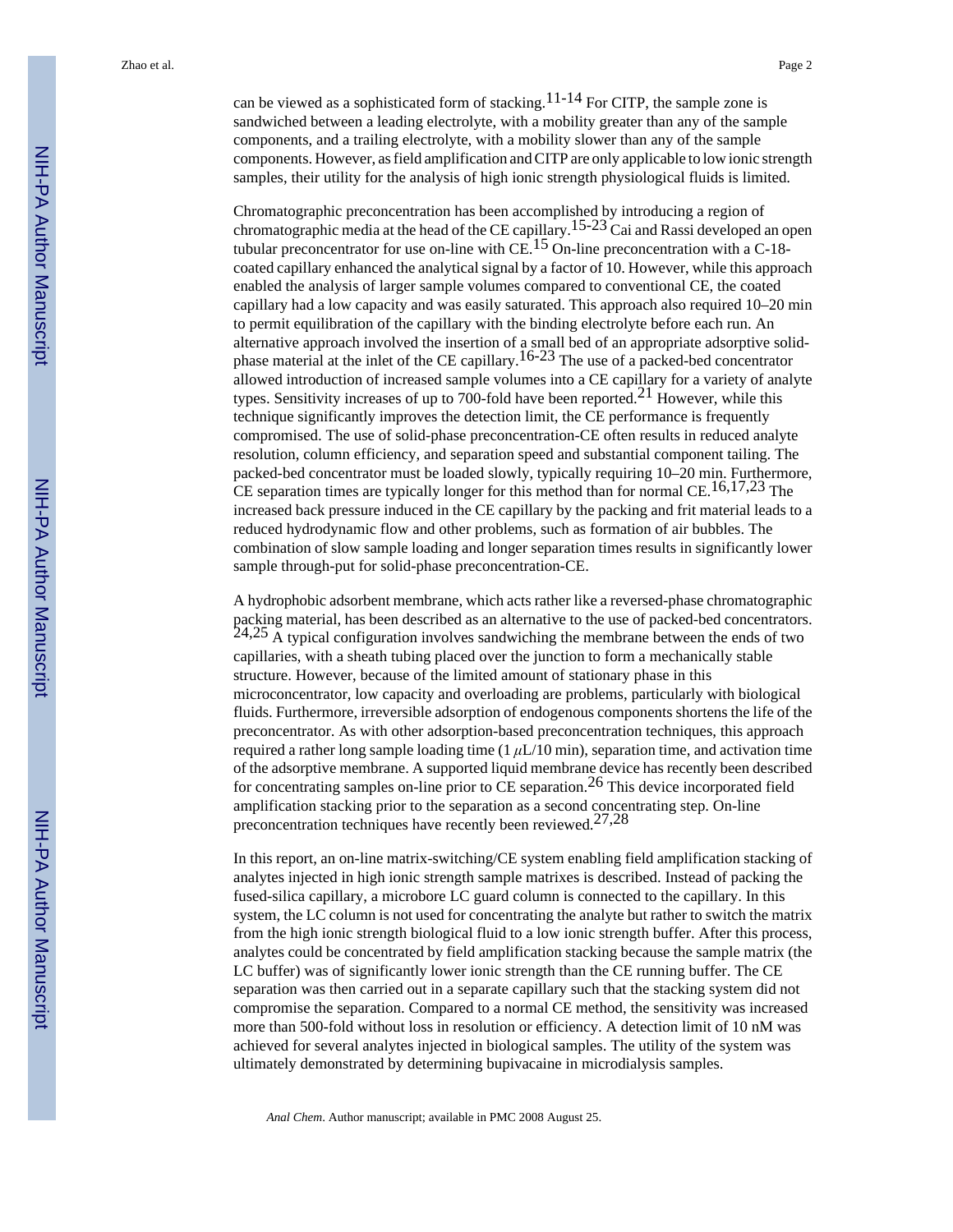can be viewed as a sophisticated form of stacking.[11-14] For CITP, the sample zone is sandwiched between a leading electrolyte, with a mobility greater than any of the sample components, and a trailing electrolyte, with a mobility slower than any of the sample components. However, as field amplification and CITP are only applicable to low ionic strength samples, their utility for the analysis of high ionic strength physiological fluids is limited.

Chromatographic preconcentration has been accomplished by introducing a region of chromatographic media at the head of the CE capillary.[15-23] Cai and Rassi developed an open tubular preconcentrator for use on-line with CE.[15] On-line preconcentration with a C-18-coated capillary enhanced the analytical signal by a factor of 10. However, while this approach enabled the analysis of larger sample volumes compared to conventional CE, the coated capillary had a low capacity and was easily saturated. This approach also required 10–20 min to permit equilibration of the capillary with the binding electrolyte before each run. An alternative approach involved the insertion of a small bed of an appropriate adsorptive solid-phase material at the inlet of the CE capillary.[16-23] The use of a packed-bed concentrator allowed introduction of increased sample volumes into a CE capillary for a variety of analyte types. Sensitivity increases of up to 700-fold have been reported.[21] However, while this technique significantly improves the detection limit, the CE performance is frequently compromised. The use of solid-phase preconcentration-CE often results in reduced analyte resolution, column efficiency, and separation speed and substantial component tailing. The packed-bed concentrator must be loaded slowly, typically requiring 10–20 min. Furthermore, CE separation times are typically longer for this method than for normal CE.[16,17,23] The increased back pressure induced in the CE capillary by the packing and frit material leads to a reduced hydrodynamic flow and other problems, such as formation of air bubbles. The combination of slow sample loading and longer separation times results in significantly lower sample through-put for solid-phase preconcentration-CE.

A hydrophobic adsorbent membrane, which acts rather like a reversed-phase chromatographic packing material, has been described as an alternative to the use of packed-bed concentrators.[24,25] A typical configuration involves sandwiching the membrane between the ends of two capillaries, with a sheath tubing placed over the junction to form a mechanically stable structure. However, because of the limited amount of stationary phase in this microconcentrator, low capacity and overloading are problems, particularly with biological fluids. Furthermore, irreversible adsorption of endogenous components shortens the life of the preconcentrator. As with other adsorption-based preconcentration techniques, this approach required a rather long sample loading time (1 $\mu$L/10 min), separation time, and activation time of the adsorptive membrane. A supported liquid membrane device has recently been described for concentrating samples on-line prior to CE separation.[26] This device incorporated field amplification stacking prior to the separation as a second concentrating step. On-line preconcentration techniques have recently been reviewed.[27,28]

In this report, an on-line matrix-switching/CE system enabling field amplification stacking of analytes injected in high ionic strength sample matrixes is described. Instead of packing the fused-silica capillary, a microbore LC guard column is connected to the capillary. In this system, the LC column is not used for concentrating the analyte but rather to switch the matrix from the high ionic strength biological fluid to a low ionic strength buffer. After this process, analytes could be concentrated by field amplification stacking because the sample matrix (the LC buffer) was of significantly lower ionic strength than the CE running buffer. The CE separation was then carried out in a separate capillary such that the stacking system did not compromise the separation. Compared to a normal CE method, the sensitivity was increased more than 500-fold without loss in resolution or efficiency. A detection limit of 10 nM was achieved for several analytes injected in biological samples. The utility of the system was ultimately demonstrated by determining bupivacaine in microdialysis samples.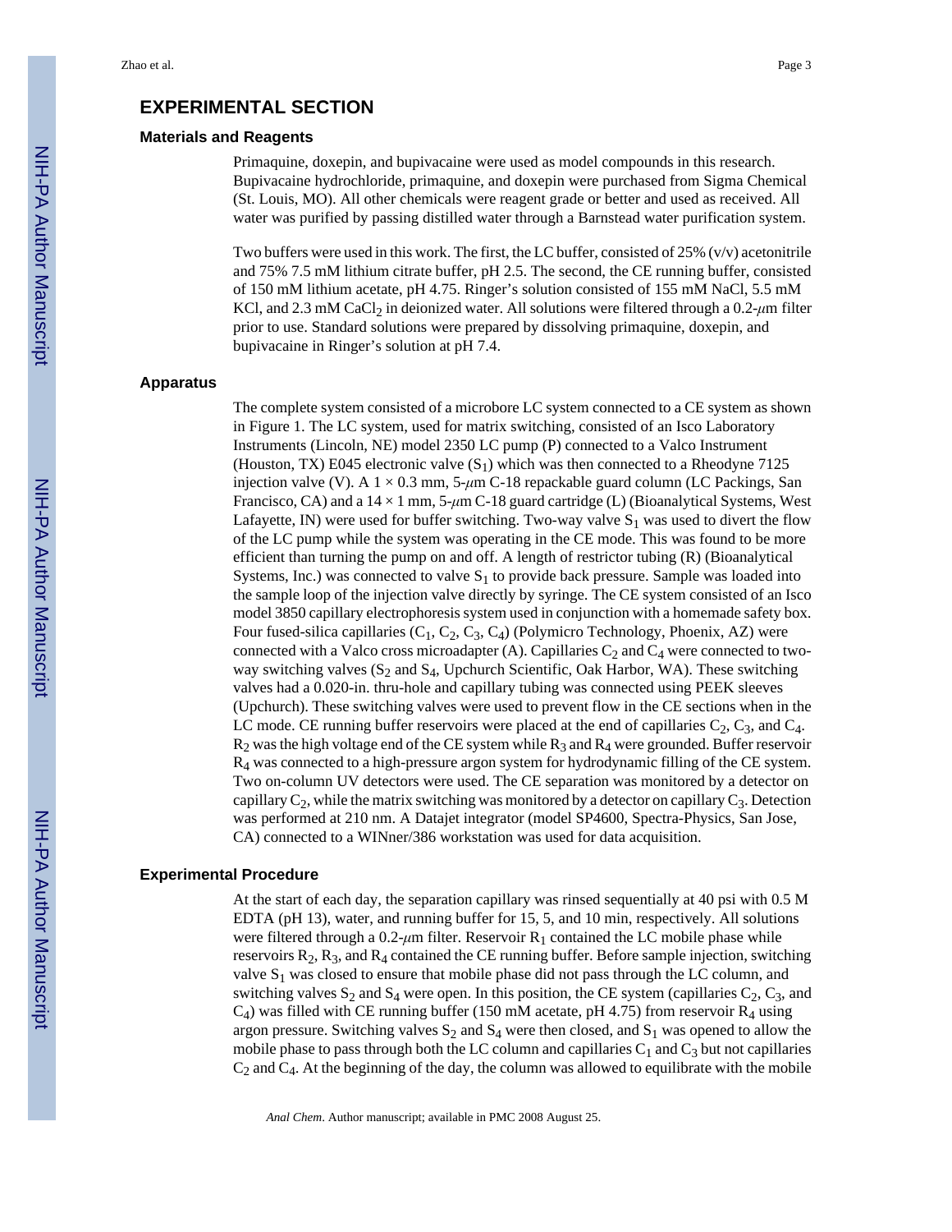## EXPERIMENTAL SECTION

### Materials and Reagents

Primaquine, doxepin, and bupivacaine were used as model compounds in this research. Bupivacaine hydrochloride, primaquine, and doxepin were purchased from Sigma Chemical (St. Louis, MO). All other chemicals were reagent grade or better and used as received. All water was purified by passing distilled water through a Barnstead water purification system.

Two buffers were used in this work. The first, the LC buffer, consisted of 25% (v/v) acetonitrile and 75% 7.5 mM lithium citrate buffer, pH 2.5. The second, the CE running buffer, consisted of 150 mM lithium acetate, pH 4.75. Ringer's solution consisted of 155 mM NaCl, 5.5 mM KCl, and 2.3 mM $CaCl_2$ in deionized water. All solutions were filtered through a 0.2-$\mu$m filter prior to use. Standard solutions were prepared by dissolving primaquine, doxepin, and bupivacaine in Ringer's solution at pH 7.4.

### Apparatus

The complete system consisted of a microbore LC system connected to a CE system as shown in Figure 1. The LC system, used for matrix switching, consisted of an Isco Laboratory Instruments (Lincoln, NE) model 2350 LC pump (P) connected to a Valco Instrument (Houston, TX) E045 electronic valve ($S_1$) which was then connected to a Rheodyne 7125 injection valve (V). A 1 × 0.3 mm, 5-$\mu$m C-18 repackable guard column (LC Packings, San Francisco, CA) and a 14 × 1 mm, 5-$\mu$m C-18 guard cartridge (L) (Bioanalytical Systems, West Lafayette, IN) were used for buffer switching. Two-way valve $S_1$ was used to divert the flow of the LC pump while the system was operating in the CE mode. This was found to be more efficient than turning the pump on and off. A length of restrictor tubing (R) (Bioanalytical Systems, Inc.) was connected to valve $S_1$ to provide back pressure. Sample was loaded into the sample loop of the injection valve directly by syringe. The CE system consisted of an Isco model 3850 capillary electrophoresis system used in conjunction with a homemade safety box. Four fused-silica capillaries ($C_1$, $C_2$, $C_3$, $C_4$) (Polymicro Technology, Phoenix, AZ) were connected with a Valco cross microadapter (A). Capillaries $C_2$ and $C_4$ were connected to two-way switching valves ($S_2$ and $S_4$, Upchurch Scientific, Oak Harbor, WA). These switching valves had a 0.020-in. thru-hole and capillary tubing was connected using PEEK sleeves (Upchurch). These switching valves were used to prevent flow in the CE sections when in the LC mode. CE running buffer reservoirs were placed at the end of capillaries $C_2$, $C_3$, and $C_4$. $R_2$ was the high voltage end of the CE system while $R_3$ and $R_4$ were grounded. Buffer reservoir $R_4$ was connected to a high-pressure argon system for hydrodynamic filling of the CE system. Two on-column UV detectors were used. The CE separation was monitored by a detector on capillary $C_2$, while the matrix switching was monitored by a detector on capillary $C_3$. Detection was performed at 210 nm. A Datajet integrator (model SP4600, Spectra-Physics, San Jose, CA) connected to a WINner/386 workstation was used for data acquisition.

### Experimental Procedure

At the start of each day, the separation capillary was rinsed sequentially at 40 psi with 0.5 M EDTA (pH 13), water, and running buffer for 15, 5, and 10 min, respectively. All solutions were filtered through a 0.2-$\mu$m filter. Reservoir $R_1$ contained the LC mobile phase while reservoirs $R_2$, $R_3$, and $R_4$ contained the CE running buffer. Before sample injection, switching valve $S_1$ was closed to ensure that mobile phase did not pass through the LC column, and switching valves $S_2$ and $S_4$ were open. In this position, the CE system (capillaries $C_2$, $C_3$, and $C_4$) was filled with CE running buffer (150 mM acetate, pH 4.75) from reservoir $R_4$ using argon pressure. Switching valves $S_2$ and $S_4$ were then closed, and $S_1$ was opened to allow the mobile phase to pass through both the LC column and capillaries $C_1$ and $C_3$ but not capillaries $C_2$ and $C_4$. At the beginning of the day, the column was allowed to equilibrate with the mobile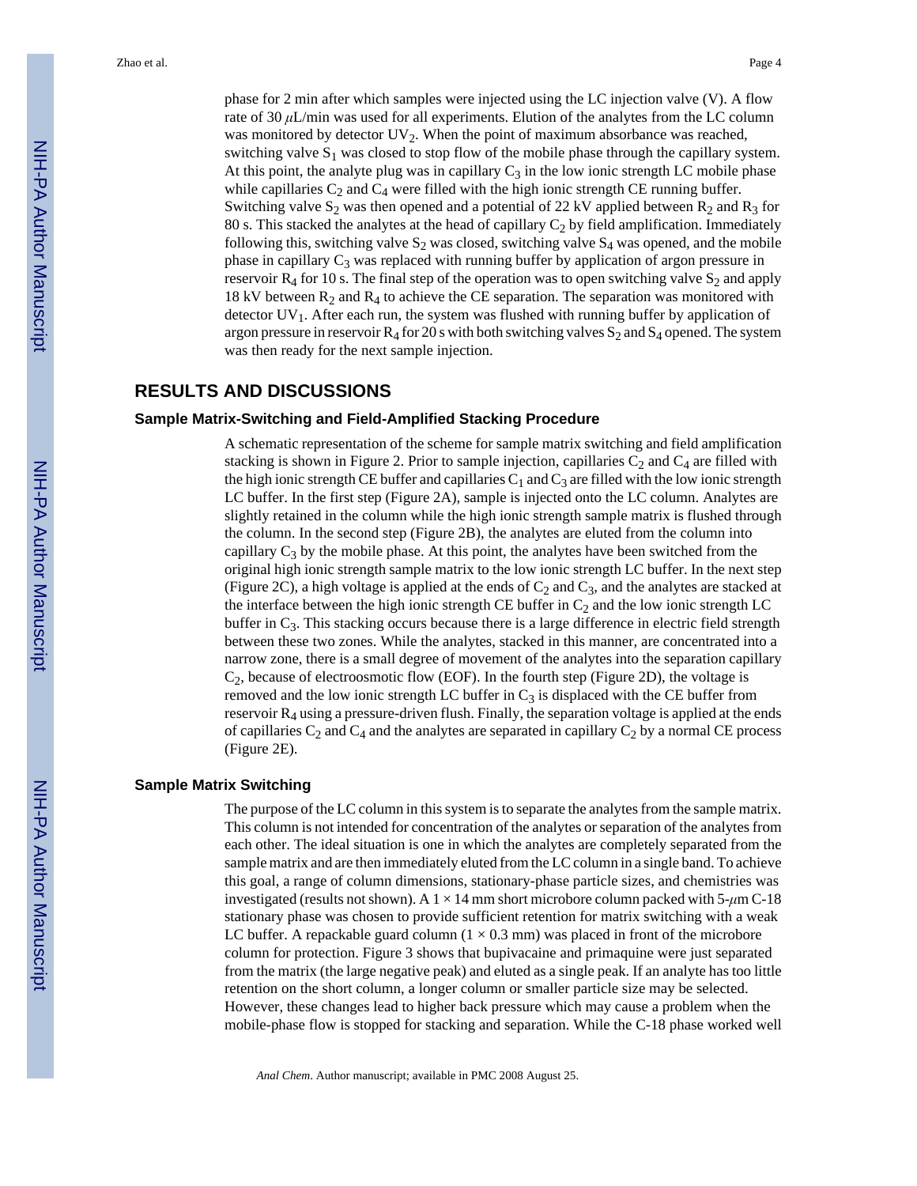phase for 2 min after which samples were injected using the LC injection valve (V). A flow rate of 30 $\mu$L/min was used for all experiments. Elution of the analytes from the LC column was monitored by detector $UV_2$. When the point of maximum absorbance was reached, switching valve $S_1$ was closed to stop flow of the mobile phase through the capillary system. At this point, the analyte plug was in capillary $C_3$ in the low ionic strength LC mobile phase while capillaries $C_2$ and $C_4$ were filled with the high ionic strength CE running buffer. Switching valve $S_2$ was then opened and a potential of 22 kV applied between $R_2$ and $R_3$ for 80 s. This stacked the analytes at the head of capillary $C_2$ by field amplification. Immediately following this, switching valve $S_2$ was closed, switching valve $S_4$ was opened, and the mobile phase in capillary $C_3$ was replaced with running buffer by application of argon pressure in reservoir $R_4$ for 10 s. The final step of the operation was to open switching valve $S_2$ and apply 18 kV between $R_2$ and $R_4$ to achieve the CE separation. The separation was monitored with detector $UV_1$. After each run, the system was flushed with running buffer by application of argon pressure in reservoir $R_4$ for 20 s with both switching valves $S_2$ and $S_4$ opened. The system was then ready for the next sample injection.

# RESULTS AND DISCUSSIONS

## Sample Matrix-Switching and Field-Amplified Stacking Procedure

A schematic representation of the scheme for sample matrix switching and field amplification stacking is shown in Figure 2. Prior to sample injection, capillaries $C_2$ and $C_4$ are filled with the high ionic strength CE buffer and capillaries $C_1$ and $C_3$ are filled with the low ionic strength LC buffer. In the first step (Figure 2A), sample is injected onto the LC column. Analytes are slightly retained in the column while the high ionic strength sample matrix is flushed through the column. In the second step (Figure 2B), the analytes are eluted from the column into capillary $C_3$ by the mobile phase. At this point, the analytes have been switched from the original high ionic strength sample matrix to the low ionic strength LC buffer. In the next step (Figure 2C), a high voltage is applied at the ends of $C_2$ and $C_3$, and the analytes are stacked at the interface between the high ionic strength CE buffer in $C_2$ and the low ionic strength LC buffer in $C_3$. This stacking occurs because there is a large difference in electric field strength between these two zones. While the analytes, stacked in this manner, are concentrated into a narrow zone, there is a small degree of movement of the analytes into the separation capillary $C_2$, because of electroosmotic flow (EOF). In the fourth step (Figure 2D), the voltage is removed and the low ionic strength LC buffer in $C_3$ is displaced with the CE buffer from reservoir $R_4$ using a pressure-driven flush. Finally, the separation voltage is applied at the ends of capillaries $C_2$ and $C_4$ and the analytes are separated in capillary $C_2$ by a normal CE process (Figure 2E).

## Sample Matrix Switching

The purpose of the LC column in this system is to separate the analytes from the sample matrix. This column is not intended for concentration of the analytes or separation of the analytes from each other. The ideal situation is one in which the analytes are completely separated from the sample matrix and are then immediately eluted from the LC column in a single band. To achieve this goal, a range of column dimensions, stationary-phase particle sizes, and chemistries was investigated (results not shown). A 1 × 14 mm short microbore column packed with 5-$\mu$m C-18 stationary phase was chosen to provide sufficient retention for matrix switching with a weak LC buffer. A repackable guard column (1 × 0.3 mm) was placed in front of the microbore column for protection. Figure 3 shows that bupivacaine and primaquine were just separated from the matrix (the large negative peak) and eluted as a single peak. If an analyte has too little retention on the short column, a longer column or smaller particle size may be selected. However, these changes lead to higher back pressure which may cause a problem when the mobile-phase flow is stopped for stacking and separation. While the C-18 phase worked well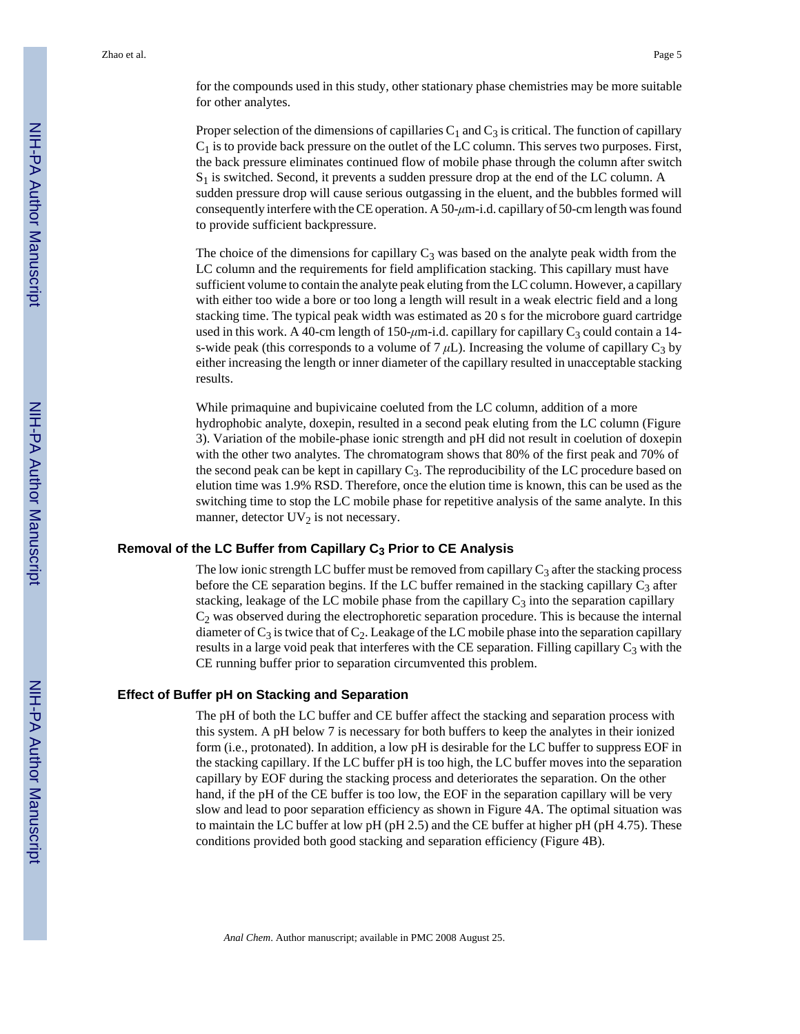for the compounds used in this study, other stationary phase chemistries may be more suitable for other analytes.

Proper selection of the dimensions of capillaries $C_1$ and $C_3$ is critical. The function of capillary $C_1$ is to provide back pressure on the outlet of the LC column. This serves two purposes. First, the back pressure eliminates continued flow of mobile phase through the column after switch $S_1$ is switched. Second, it prevents a sudden pressure drop at the end of the LC column. A sudden pressure drop will cause serious outgassing in the eluent, and the bubbles formed will consequently interfere with the CE operation. A 50-$\mu$m-i.d. capillary of 50-cm length was found to provide sufficient backpressure.

The choice of the dimensions for capillary $C_3$ was based on the analyte peak width from the LC column and the requirements for field amplification stacking. This capillary must have sufficient volume to contain the analyte peak eluting from the LC column. However, a capillary with either too wide a bore or too long a length will result in a weak electric field and a long stacking time. The typical peak width was estimated as 20 s for the microbore guard cartridge used in this work. A 40-cm length of 150-$\mu$m-i.d. capillary for capillary $C_3$ could contain a 14-s-wide peak (this corresponds to a volume of 7 $\mu$L). Increasing the volume of capillary $C_3$ by either increasing the length or inner diameter of the capillary resulted in unacceptable stacking results.

While primaquine and bupivicaine coeluted from the LC column, addition of a more hydrophobic analyte, doxepin, resulted in a second peak eluting from the LC column (Figure 3). Variation of the mobile-phase ionic strength and pH did not result in coelution of doxepin with the other two analytes. The chromatogram shows that 80% of the first peak and 70% of the second peak can be kept in capillary $C_3$. The reproducibility of the LC procedure based on elution time was 1.9% RSD. Therefore, once the elution time is known, this can be used as the switching time to stop the LC mobile phase for repetitive analysis of the same analyte. In this manner, detector $UV_2$ is not necessary.

### Removal of the LC Buffer from Capillary $C_3$ Prior to CE Analysis

The low ionic strength LC buffer must be removed from capillary $C_3$ after the stacking process before the CE separation begins. If the LC buffer remained in the stacking capillary $C_3$ after stacking, leakage of the LC mobile phase from the capillary $C_3$ into the separation capillary $C_2$ was observed during the electrophoretic separation procedure. This is because the internal diameter of $C_3$ is twice that of $C_2$. Leakage of the LC mobile phase into the separation capillary results in a large void peak that interferes with the CE separation. Filling capillary $C_3$ with the CE running buffer prior to separation circumvented this problem.

### Effect of Buffer pH on Stacking and Separation

The pH of both the LC buffer and CE buffer affect the stacking and separation process with this system. A pH below 7 is necessary for both buffers to keep the analytes in their ionized form (i.e., protonated). In addition, a low pH is desirable for the LC buffer to suppress EOF in the stacking capillary. If the LC buffer pH is too high, the LC buffer moves into the separation capillary by EOF during the stacking process and deteriorates the separation. On the other hand, if the pH of the CE buffer is too low, the EOF in the separation capillary will be very slow and lead to poor separation efficiency as shown in Figure 4A. The optimal situation was to maintain the LC buffer at low pH (pH 2.5) and the CE buffer at higher pH (pH 4.75). These conditions provided both good stacking and separation efficiency (Figure 4B).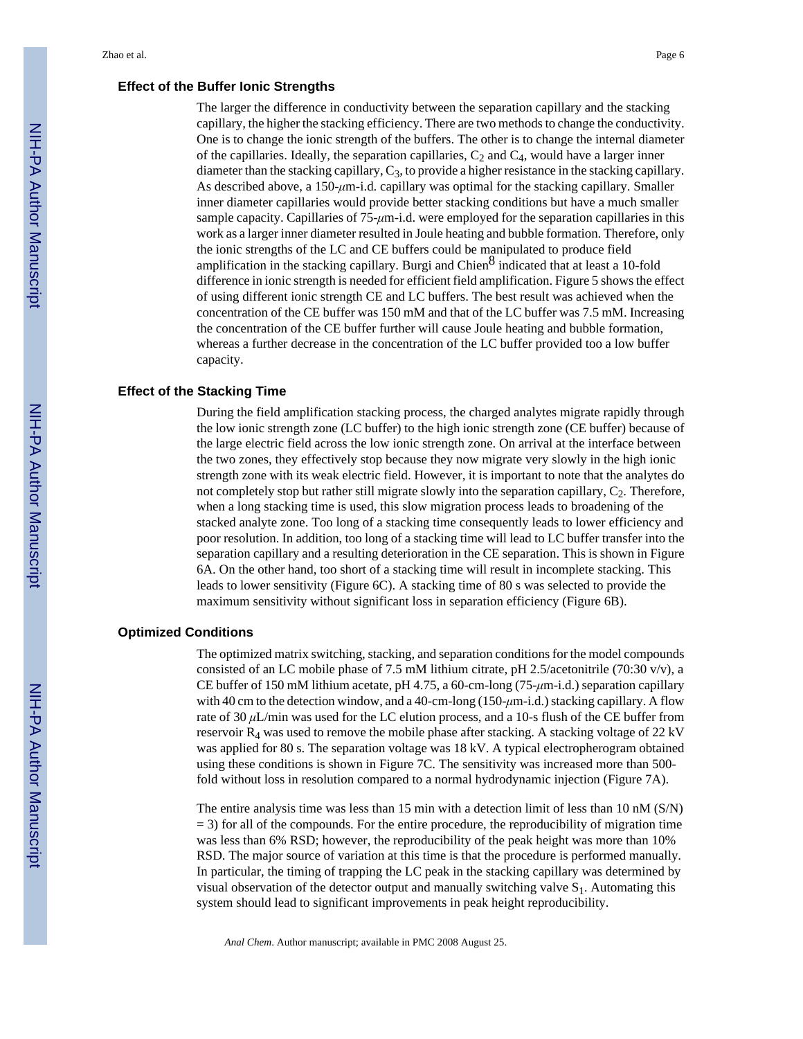## Effect of the Buffer Ionic Strengths

The larger the difference in conductivity between the separation capillary and the stacking capillary, the higher the stacking efficiency. There are two methods to change the conductivity. One is to change the ionic strength of the buffers. The other is to change the internal diameter of the capillaries. Ideally, the separation capillaries, $C_2$ and $C_4$, would have a larger inner diameter than the stacking capillary, $C_3$, to provide a higher resistance in the stacking capillary. As described above, a 150-$\mu$m-i.d. capillary was optimal for the stacking capillary. Smaller inner diameter capillaries would provide better stacking conditions but have a much smaller sample capacity. Capillaries of 75-$\mu$m-i.d. were employed for the separation capillaries in this work as a larger inner diameter resulted in Joule heating and bubble formation. Therefore, only the ionic strengths of the LC and CE buffers could be manipulated to produce field amplification in the stacking capillary. Burgi and Chien[8] indicated that at least a 10-fold difference in ionic strength is needed for efficient field amplification. Figure 5 shows the effect of using different ionic strength CE and LC buffers. The best result was achieved when the concentration of the CE buffer was 150 mM and that of the LC buffer was 7.5 mM. Increasing the concentration of the CE buffer further will cause Joule heating and bubble formation, whereas a further decrease in the concentration of the LC buffer provided too a low buffer capacity.

## Effect of the Stacking Time

During the field amplification stacking process, the charged analytes migrate rapidly through the low ionic strength zone (LC buffer) to the high ionic strength zone (CE buffer) because of the large electric field across the low ionic strength zone. On arrival at the interface between the two zones, they effectively stop because they now migrate very slowly in the high ionic strength zone with its weak electric field. However, it is important to note that the analytes do not completely stop but rather still migrate slowly into the separation capillary, $C_2$. Therefore, when a long stacking time is used, this slow migration process leads to broadening of the stacked analyte zone. Too long of a stacking time consequently leads to lower efficiency and poor resolution. In addition, too long of a stacking time will lead to LC buffer transfer into the separation capillary and a resulting deterioration in the CE separation. This is shown in Figure 6A. On the other hand, too short of a stacking time will result in incomplete stacking. This leads to lower sensitivity (Figure 6C). A stacking time of 80 s was selected to provide the maximum sensitivity without significant loss in separation efficiency (Figure 6B).

## Optimized Conditions

The optimized matrix switching, stacking, and separation conditions for the model compounds consisted of an LC mobile phase of 7.5 mM lithium citrate, pH 2.5/acetonitrile (70:30 v/v), a CE buffer of 150 mM lithium acetate, pH 4.75, a 60-cm-long (75-$\mu$m-i.d.) separation capillary with 40 cm to the detection window, and a 40-cm-long (150-$\mu$m-i.d.) stacking capillary. A flow rate of 30 $\mu$L/min was used for the LC elution process, and a 10-s flush of the CE buffer from reservoir $R_4$ was used to remove the mobile phase after stacking. A stacking voltage of 22 kV was applied for 80 s. The separation voltage was 18 kV. A typical electropherogram obtained using these conditions is shown in Figure 7C. The sensitivity was increased more than 500-fold without loss in resolution compared to a normal hydrodynamic injection (Figure 7A).

The entire analysis time was less than 15 min with a detection limit of less than 10 nM (S/N) = 3) for all of the compounds. For the entire procedure, the reproducibility of migration time was less than 6% RSD; however, the reproducibility of the peak height was more than 10% RSD. The major source of variation at this time is that the procedure is performed manually. In particular, the timing of trapping the LC peak in the stacking capillary was determined by visual observation of the detector output and manually switching valve $S_1$. Automating this system should lead to significant improvements in peak height reproducibility.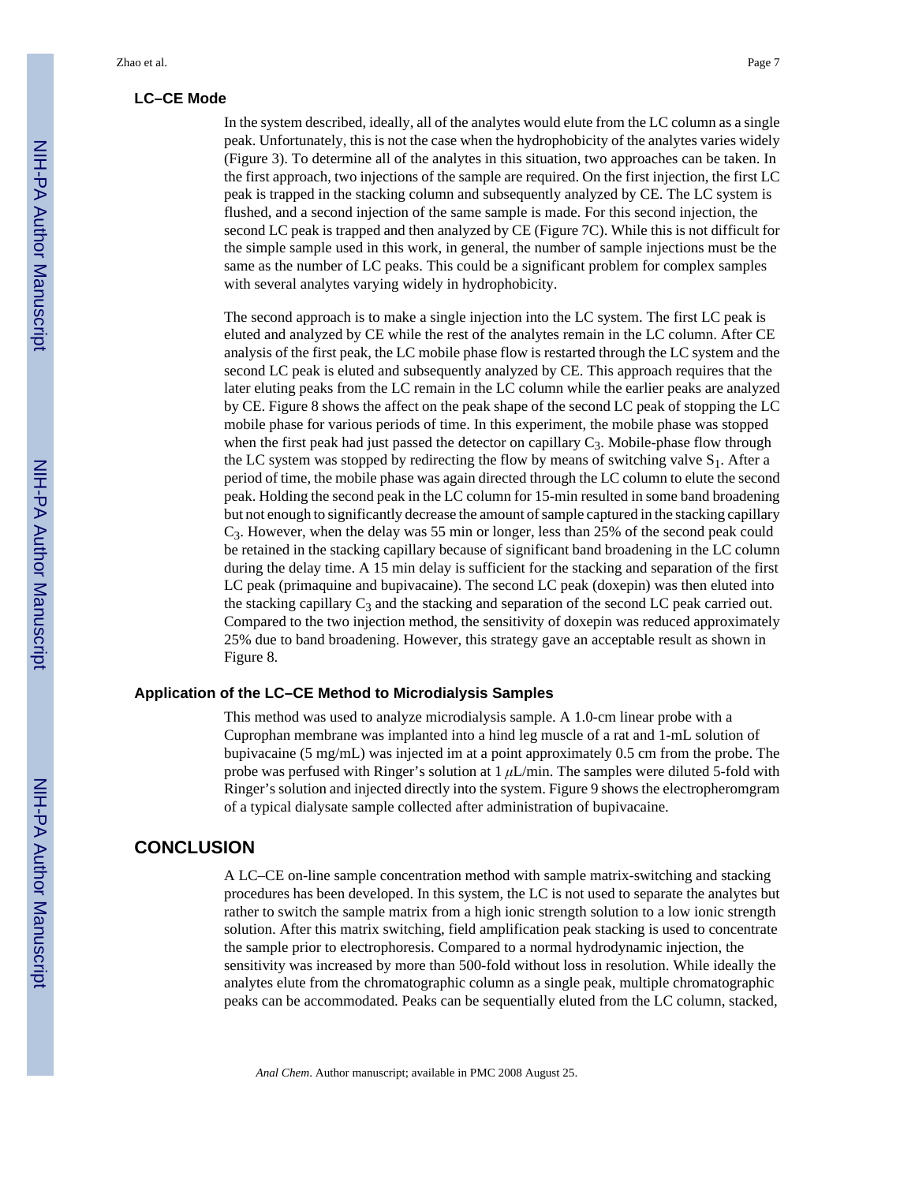## LC–CE Mode

In the system described, ideally, all of the analytes would elute from the LC column as a single peak. Unfortunately, this is not the case when the hydrophobicity of the analytes varies widely (Figure 3). To determine all of the analytes in this situation, two approaches can be taken. In the first approach, two injections of the sample are required. On the first injection, the first LC peak is trapped in the stacking column and subsequently analyzed by CE. The LC system is flushed, and a second injection of the same sample is made. For this second injection, the second LC peak is trapped and then analyzed by CE (Figure 7C). While this is not difficult for the simple sample used in this work, in general, the number of sample injections must be the same as the number of LC peaks. This could be a significant problem for complex samples with several analytes varying widely in hydrophobicity.

The second approach is to make a single injection into the LC system. The first LC peak is eluted and analyzed by CE while the rest of the analytes remain in the LC column. After CE analysis of the first peak, the LC mobile phase flow is restarted through the LC system and the second LC peak is eluted and subsequently analyzed by CE. This approach requires that the later eluting peaks from the LC remain in the LC column while the earlier peaks are analyzed by CE. Figure 8 shows the affect on the peak shape of the second LC peak of stopping the LC mobile phase for various periods of time. In this experiment, the mobile phase was stopped when the first peak had just passed the detector on capillary $C_3$. Mobile-phase flow through the LC system was stopped by redirecting the flow by means of switching valve $S_1$. After a period of time, the mobile phase was again directed through the LC column to elute the second peak. Holding the second peak in the LC column for 15-min resulted in some band broadening but not enough to significantly decrease the amount of sample captured in the stacking capillary $C_3$. However, when the delay was 55 min or longer, less than 25% of the second peak could be retained in the stacking capillary because of significant band broadening in the LC column during the delay time. A 15 min delay is sufficient for the stacking and separation of the first LC peak (primaquine and bupivacaine). The second LC peak (doxepin) was then eluted into the stacking capillary $C_3$ and the stacking and separation of the second LC peak carried out. Compared to the two injection method, the sensitivity of doxepin was reduced approximately 25% due to band broadening. However, this strategy gave an acceptable result as shown in Figure 8.

## Application of the LC–CE Method to Microdialysis Samples

This method was used to analyze microdialysis sample. A 1.0-cm linear probe with a Cuprophan membrane was implanted into a hind leg muscle of a rat and 1-mL solution of bupivacaine (5 mg/mL) was injected im at a point approximately 0.5 cm from the probe. The probe was perfused with Ringer's solution at 1 $\mu$L/min. The samples were diluted 5-fold with Ringer's solution and injected directly into the system. Figure 9 shows the electropheromgram of a typical dialysate sample collected after administration of bupivacaine.

# CONCLUSION

A LC–CE on-line sample concentration method with sample matrix-switching and stacking procedures has been developed. In this system, the LC is not used to separate the analytes but rather to switch the sample matrix from a high ionic strength solution to a low ionic strength solution. After this matrix switching, field amplification peak stacking is used to concentrate the sample prior to electrophoresis. Compared to a normal hydrodynamic injection, the sensitivity was increased by more than 500-fold without loss in resolution. While ideally the analytes elute from the chromatographic column as a single peak, multiple chromatographic peaks can be accommodated. Peaks can be sequentially eluted from the LC column, stacked,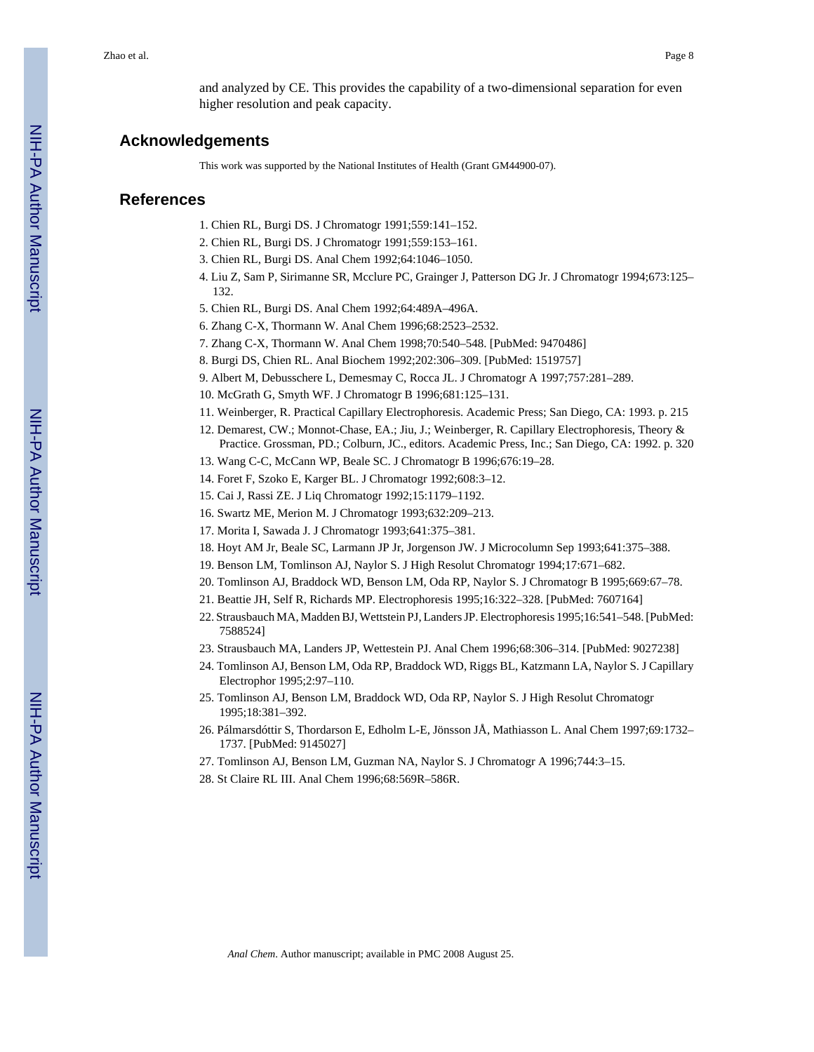and analyzed by CE. This provides the capability of a two-dimensional separation for even higher resolution and peak capacity.

## Acknowledgements

This work was supported by the National Institutes of Health (Grant GM44900-07).

## References

1. Chien RL, Burgi DS. J Chromatogr 1991;559:141–152.
2. Chien RL, Burgi DS. J Chromatogr 1991;559:153–161.
3. Chien RL, Burgi DS. Anal Chem 1992;64:1046–1050.
4. Liu Z, Sam P, Sirimanne SR, Mcclure PC, Grainger J, Patterson DG Jr. J Chromatogr 1994;673:125–132.
5. Chien RL, Burgi DS. Anal Chem 1992;64:489A–496A.
6. Zhang C-X, Thormann W. Anal Chem 1996;68:2523–2532.
7. Zhang C-X, Thormann W. Anal Chem 1998;70:540–548. [PubMed: 9470486]
8. Burgi DS, Chien RL. Anal Biochem 1992;202:306–309. [PubMed: 1519757]
9. Albert M, Debusschere L, Demesmay C, Rocca JL. J Chromatogr A 1997;757:281–289.
10. McGrath G, Smyth WF. J Chromatogr B 1996;681:125–131.
11. Weinberger, R. Practical Capillary Electrophoresis. Academic Press; San Diego, CA: 1993. p. 215
12. Demarest, CW.; Monnot-Chase, EA.; Jiu, J.; Weinberger, R. Capillary Electrophoresis, Theory & Practice. Grossman, PD.; Colburn, JC., editors. Academic Press, Inc.; San Diego, CA: 1992. p. 320
13. Wang C-C, McCann WP, Beale SC. J Chromatogr B 1996;676:19–28.
14. Foret F, Szoko E, Karger BL. J Chromatogr 1992;608:3–12.
15. Cai J, Rassi ZE. J Liq Chromatogr 1992;15:1179–1192.
16. Swartz ME, Merion M. J Chromatogr 1993;632:209–213.
17. Morita I, Sawada J. J Chromatogr 1993;641:375–381.
18. Hoyt AM Jr, Beale SC, Larmann JP Jr, Jorgenson JW. J Microcolumn Sep 1993;641:375–388.
19. Benson LM, Tomlinson AJ, Naylor S. J High Resolut Chromatogr 1994;17:671–682.
20. Tomlinson AJ, Braddock WD, Benson LM, Oda RP, Naylor S. J Chromatogr B 1995;669:67–78.
21. Beattie JH, Self R, Richards MP. Electrophoresis 1995;16:322–328. [PubMed: 7607164]
22. Strausbauch MA, Madden BJ, Wettstein PJ, Landers JP. Electrophoresis 1995;16:541–548. [PubMed: 7588524]
23. Strausbauch MA, Landers JP, Wettestein PJ. Anal Chem 1996;68:306–314. [PubMed: 9027238]
24. Tomlinson AJ, Benson LM, Oda RP, Braddock WD, Riggs BL, Katzmann LA, Naylor S. J Capillary Electrophor 1995;2:97–110.
25. Tomlinson AJ, Benson LM, Braddock WD, Oda RP, Naylor S. J High Resolut Chromatogr 1995;18:381–392.
26. Pálmarsdóttir S, Thordarson E, Edholm L-E, Jönsson JÅ, Mathiasson L. Anal Chem 1997;69:1732–1737. [PubMed: 9145027]
27. Tomlinson AJ, Benson LM, Guzman NA, Naylor S. J Chromatogr A 1996;744:3–15.
28. St Claire RL III. Anal Chem 1996;68:569R–586R.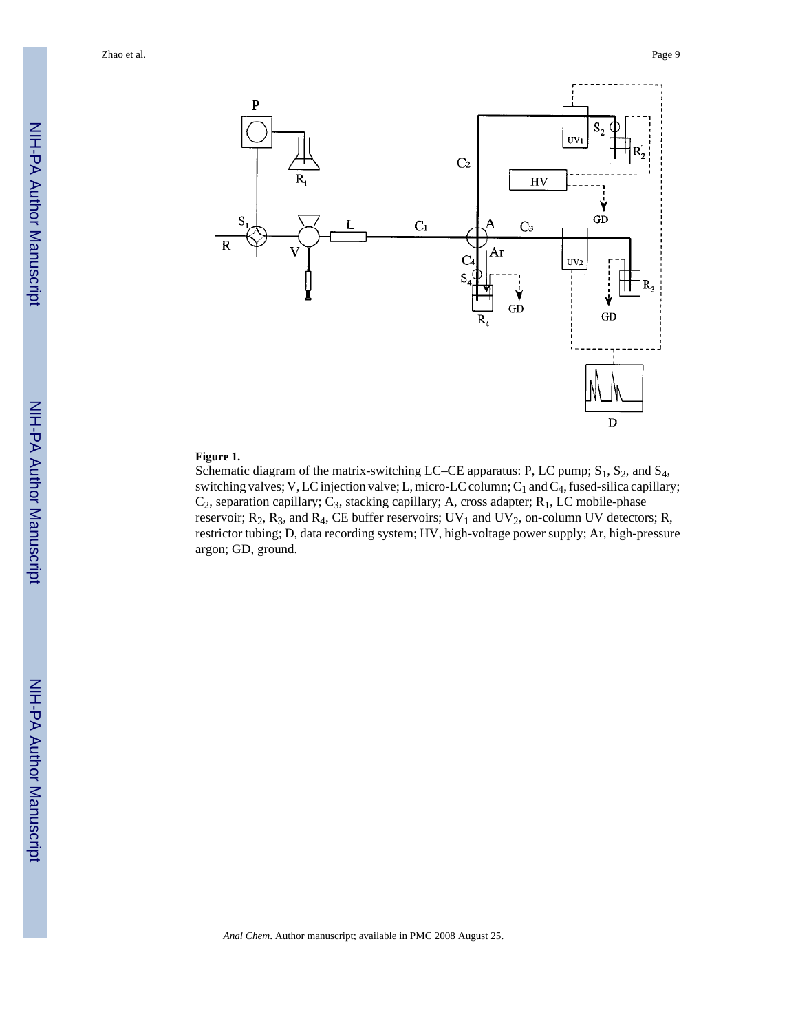**Figure 1.**

Schematic diagram of the matrix-switching LC–CE apparatus: P, LC pump; $S_1$, $S_2$, and $S_4$, switching valves; V, LC injection valve; L, micro-LC column; $C_1$ and $C_4$, fused-silica capillary; $C_2$, separation capillary; $C_3$, stacking capillary; A, cross adapter; $R_1$, LC mobile-phase reservoir; $R_2$, $R_3$, and $R_4$, CE buffer reservoirs; $UV_1$ and $UV_2$, on-column UV detectors; R, restrictor tubing; D, data recording system; HV, high-voltage power supply; Ar, high-pressure argon; GD, ground.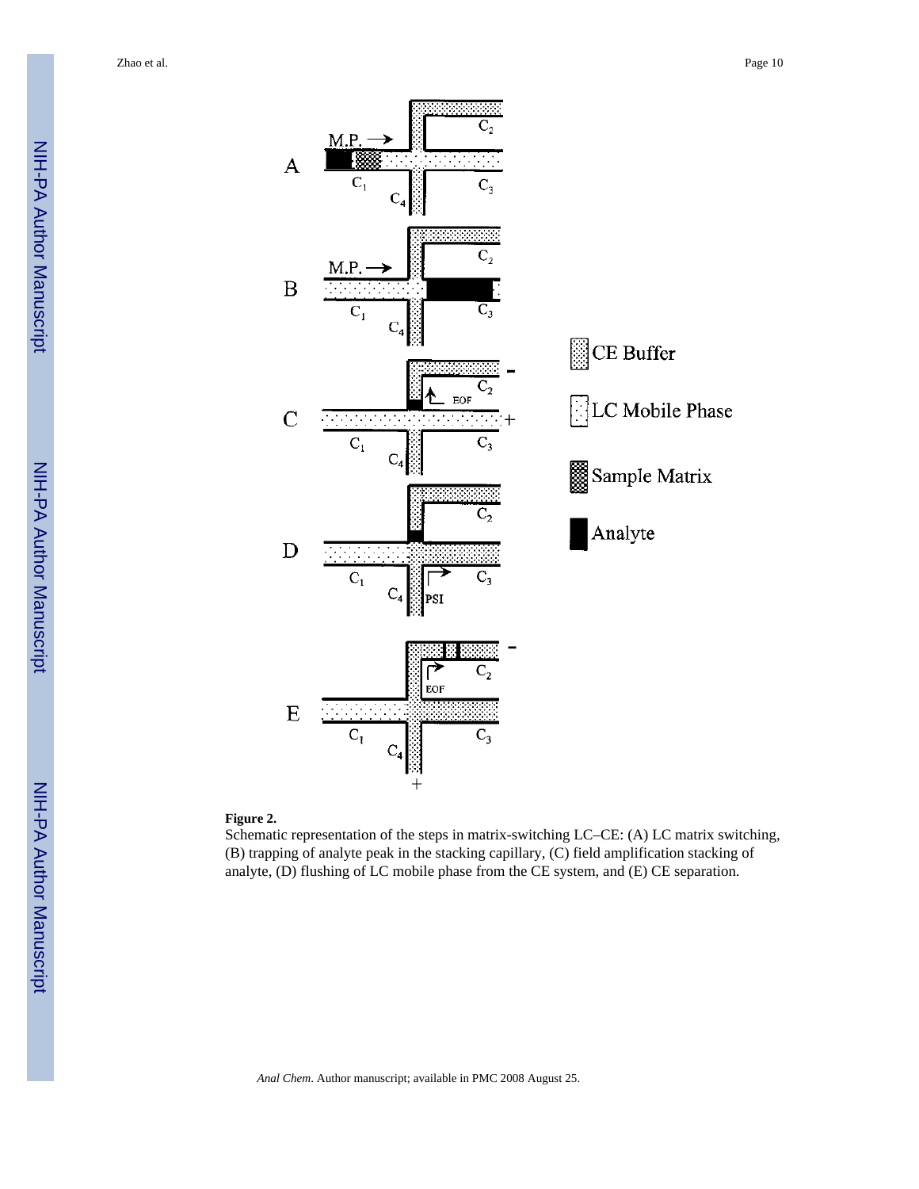**Figure 2.**

Schematic representation of the steps in matrix-switching LC–CE: (A) LC matrix switching, (B) trapping of analyte peak in the stacking capillary, (C) field amplification stacking of analyte, (D) flushing of LC mobile phase from the CE system, and (E) CE separation.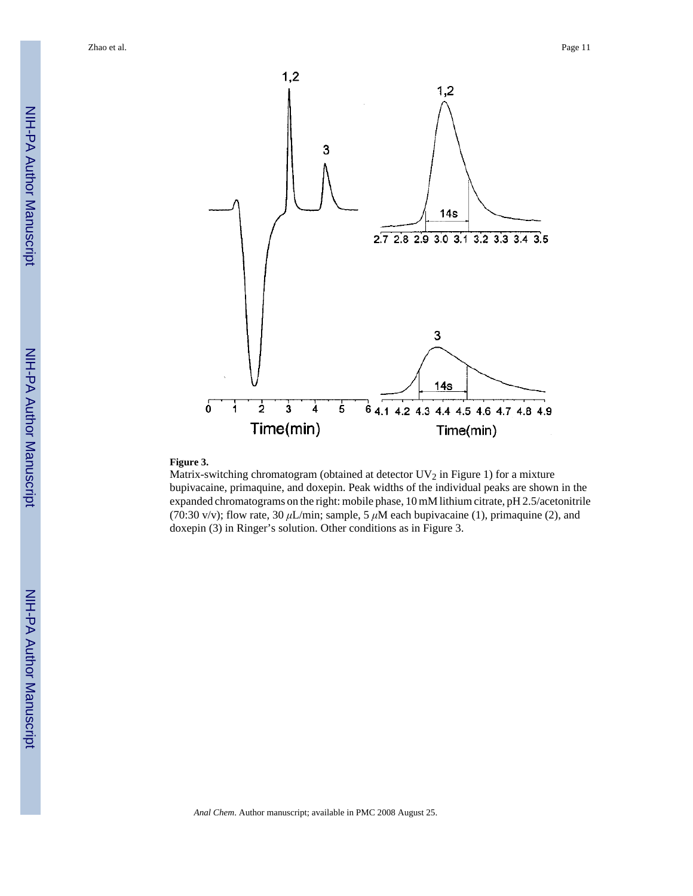**Figure 3.**

Matrix-switching chromatogram (obtained at detector $UV_2$ in Figure 1) for a mixture bupivacaine, primaquine, and doxepin. Peak widths of the individual peaks are shown in the expanded chromatograms on the right: mobile phase, 10 mM lithium citrate, pH 2.5/acetonitrile (70:30 v/v); flow rate, 30 $\mu$L/min; sample, 5 $\mu$M each bupivacaine (1), primaquine (2), and doxepin (3) in Ringer's solution. Other conditions as in Figure 3.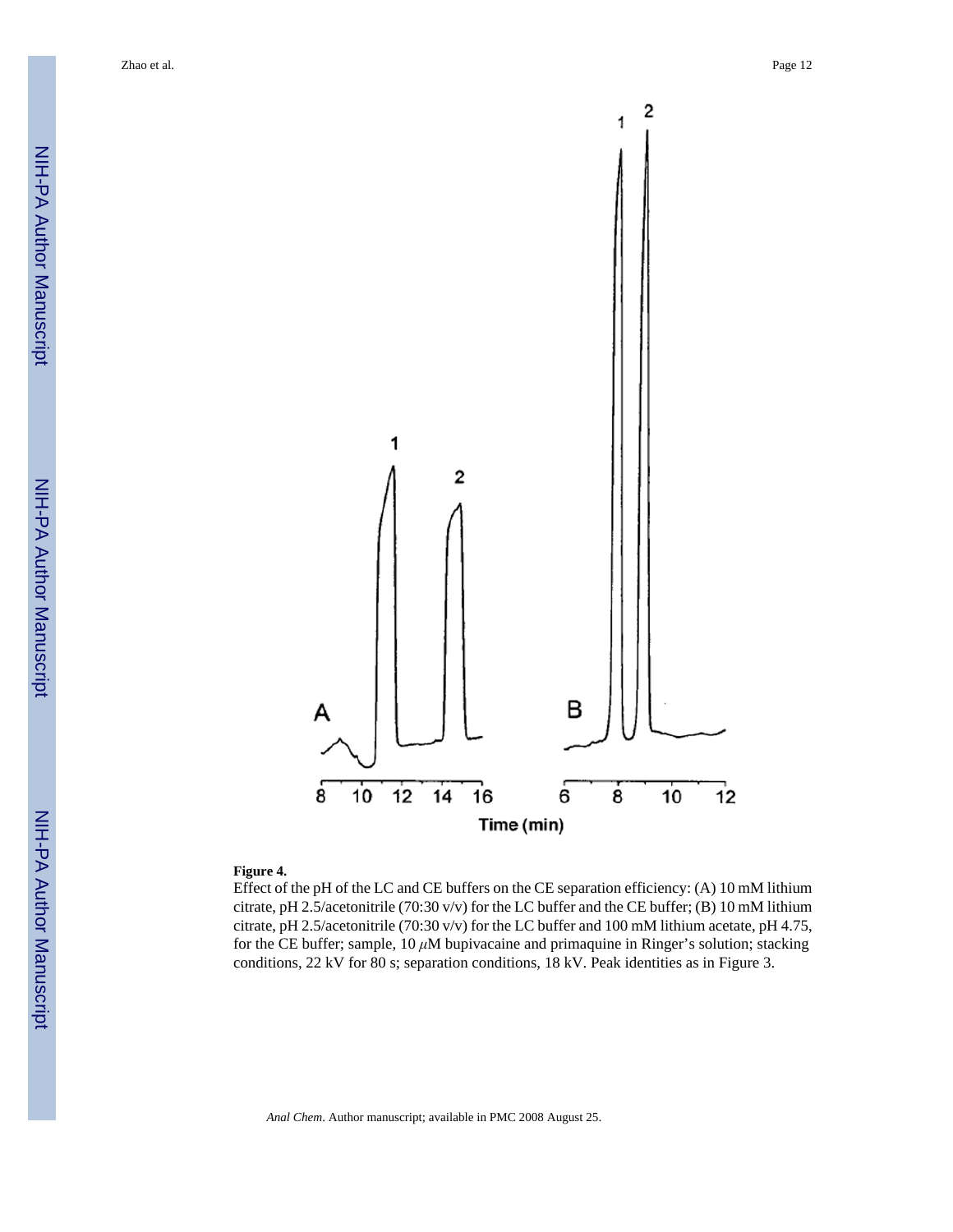**Figure 4.**

Effect of the pH of the LC and CE buffers on the CE separation efficiency: (A) 10 mM lithium citrate, pH 2.5/acetonitrile (70:30 v/v) for the LC buffer and the CE buffer; (B) 10 mM lithium citrate, pH 2.5/acetonitrile (70:30 v/v) for the LC buffer and 100 mM lithium acetate, pH 4.75, for the CE buffer; sample, 10 $\mu$M bupivacaine and primaquine in Ringer's solution; stacking conditions, 22 kV for 80 s; separation conditions, 18 kV. Peak identities as in Figure 3.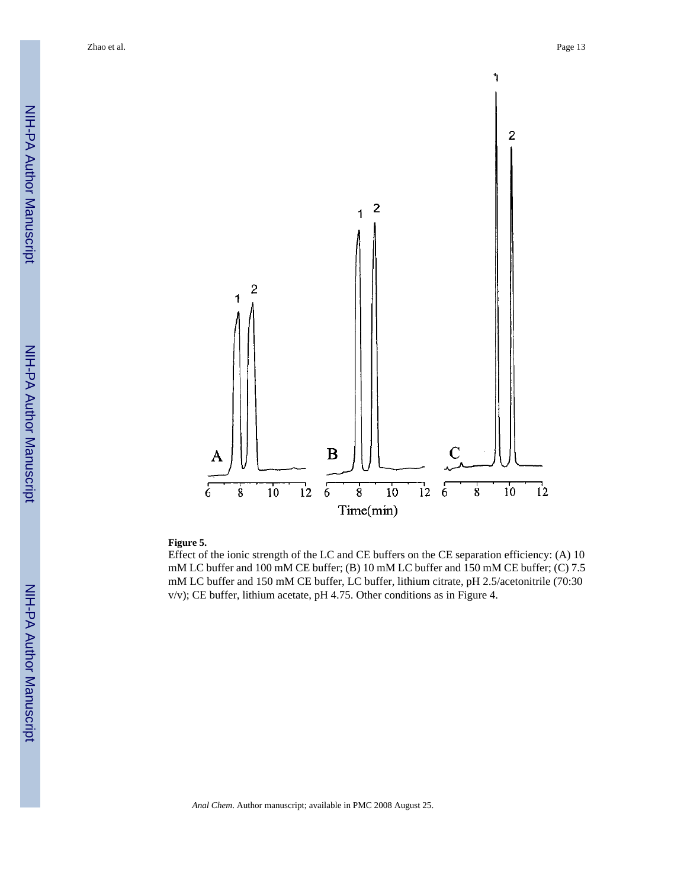**Figure 5.**

Effect of the ionic strength of the LC and CE buffers on the CE separation efficiency: (A) 10 mM LC buffer and 100 mM CE buffer; (B) 10 mM LC buffer and 150 mM CE buffer; (C) 7.5 mM LC buffer and 150 mM CE buffer, LC buffer, lithium citrate, pH 2.5/acetonitrile (70:30 v/v); CE buffer, lithium acetate, pH 4.75. Other conditions as in Figure 4.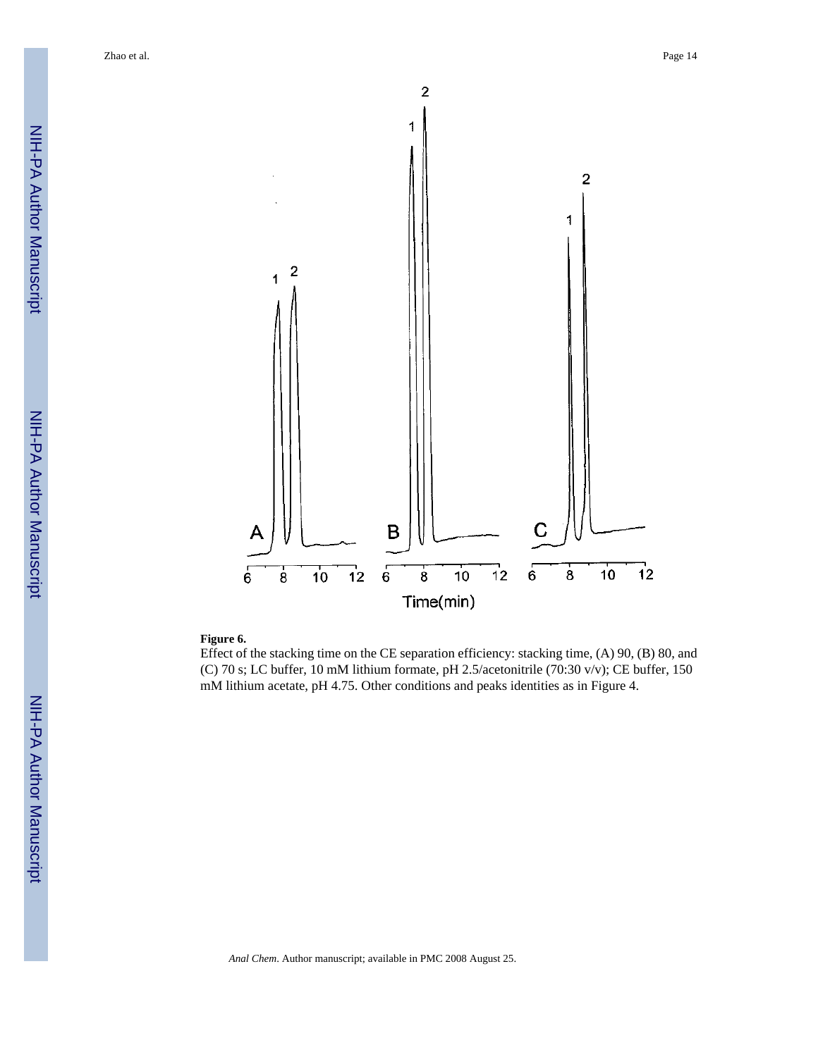**Figure 6.**

Effect of the stacking time on the CE separation efficiency: stacking time, (A) 90, (B) 80, and (C) 70 s; LC buffer, 10 mM lithium formate, pH 2.5/acetonitrile (70:30 v/v); CE buffer, 150 mM lithium acetate, pH 4.75. Other conditions and peaks identities as in Figure 4.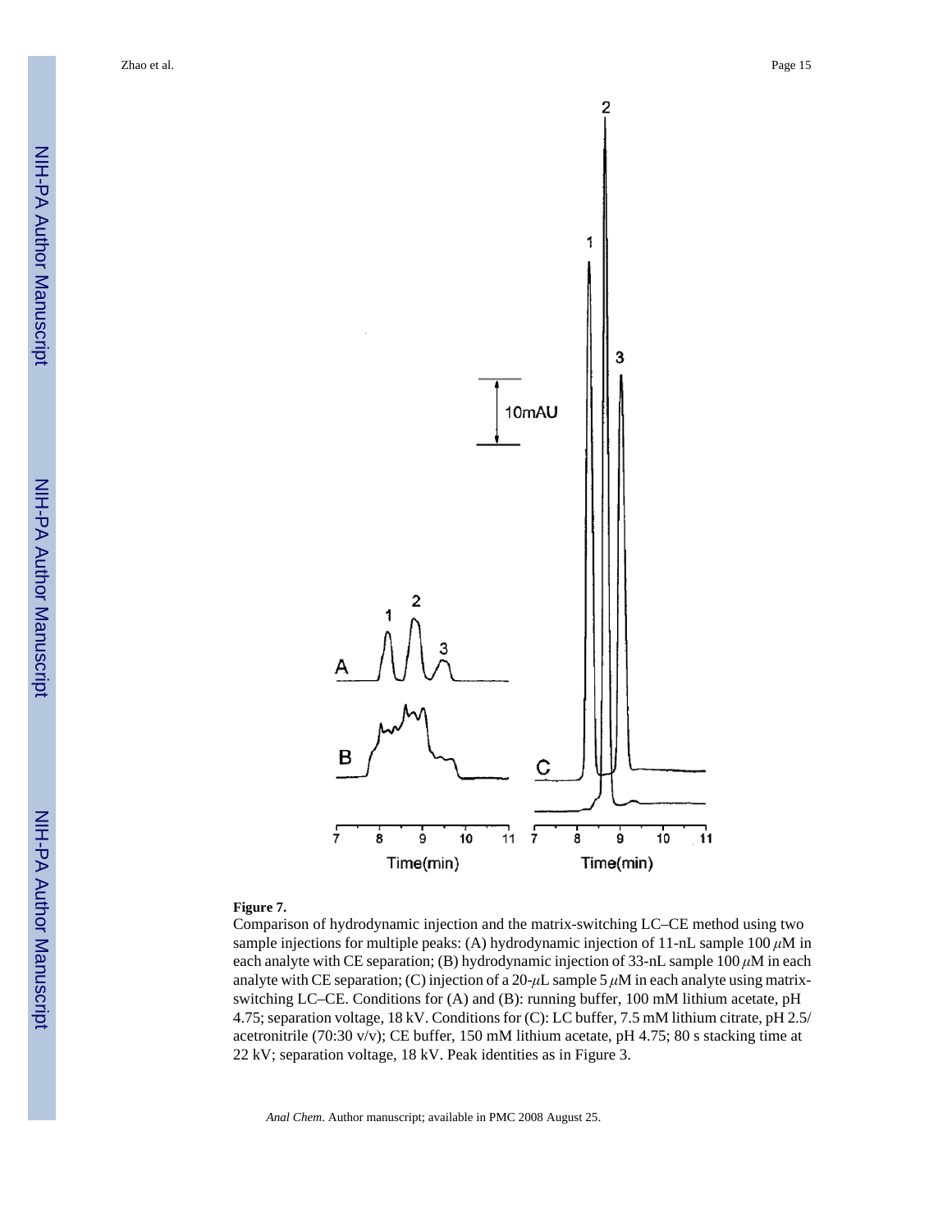**Figure 7.**

Comparison of hydrodynamic injection and the matrix-switching LC–CE method using two sample injections for multiple peaks: (A) hydrodynamic injection of 11-nL sample 100 $\mu$M in each analyte with CE separation; (B) hydrodynamic injection of 33-nL sample 100 $\mu$M in each analyte with CE separation; (C) injection of a 20-$\mu$L sample 5 $\mu$M in each analyte using matrix-switching LC–CE. Conditions for (A) and (B): running buffer, 100 mM lithium acetate, pH 4.75; separation voltage, 18 kV. Conditions for (C): LC buffer, 7.5 mM lithium citrate, pH 2.5/ acetonitrile (70:30 v/v); CE buffer, 150 mM lithium acetate, pH 4.75; 80 s stacking time at 22 kV; separation voltage, 18 kV. Peak identities as in Figure 3.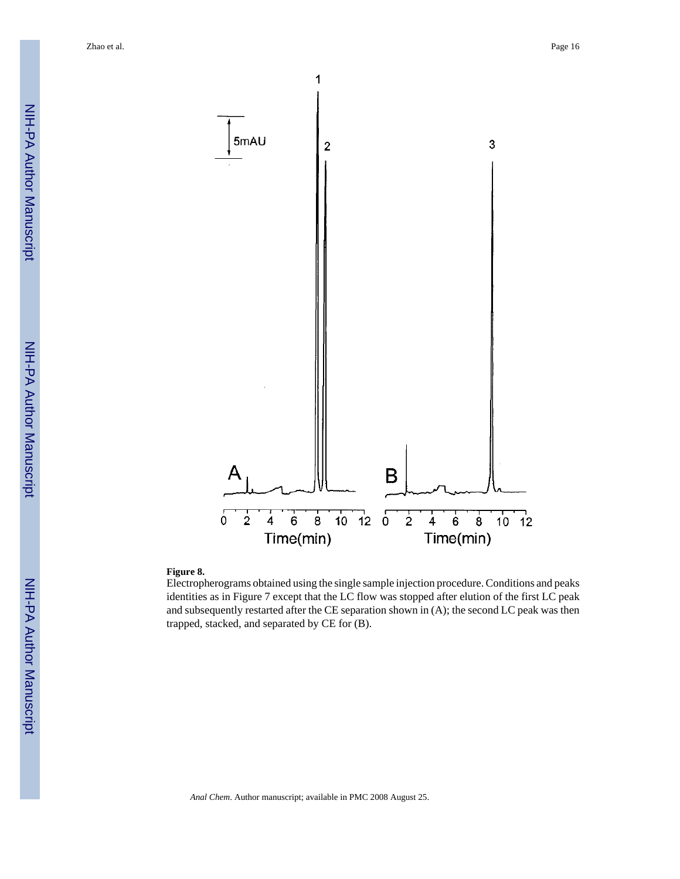**Figure 8.**

Electropherograms obtained using the single sample injection procedure. Conditions and peaks identities as in Figure 7 except that the LC flow was stopped after elution of the first LC peak and subsequently restarted after the CE separation shown in (A); the second LC peak was then trapped, stacked, and separated by CE for (B).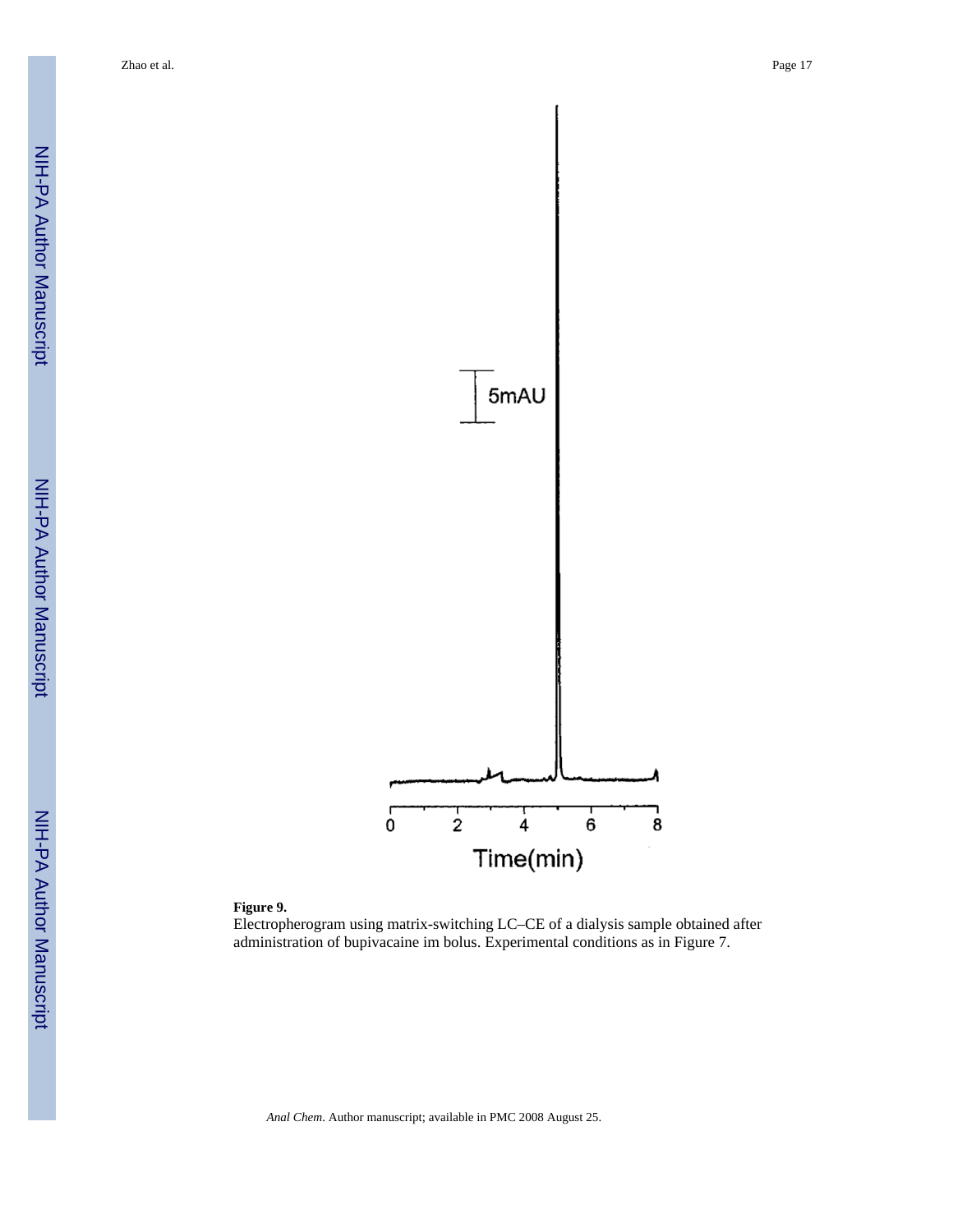5mAU

0
2
4
6
8

Time(min)

**Figure 9.**

Electropherogram using matrix-switching LC–CE of a dialysis sample obtained after administration of bupivacaine im bolus. Experimental conditions as in Figure 7.